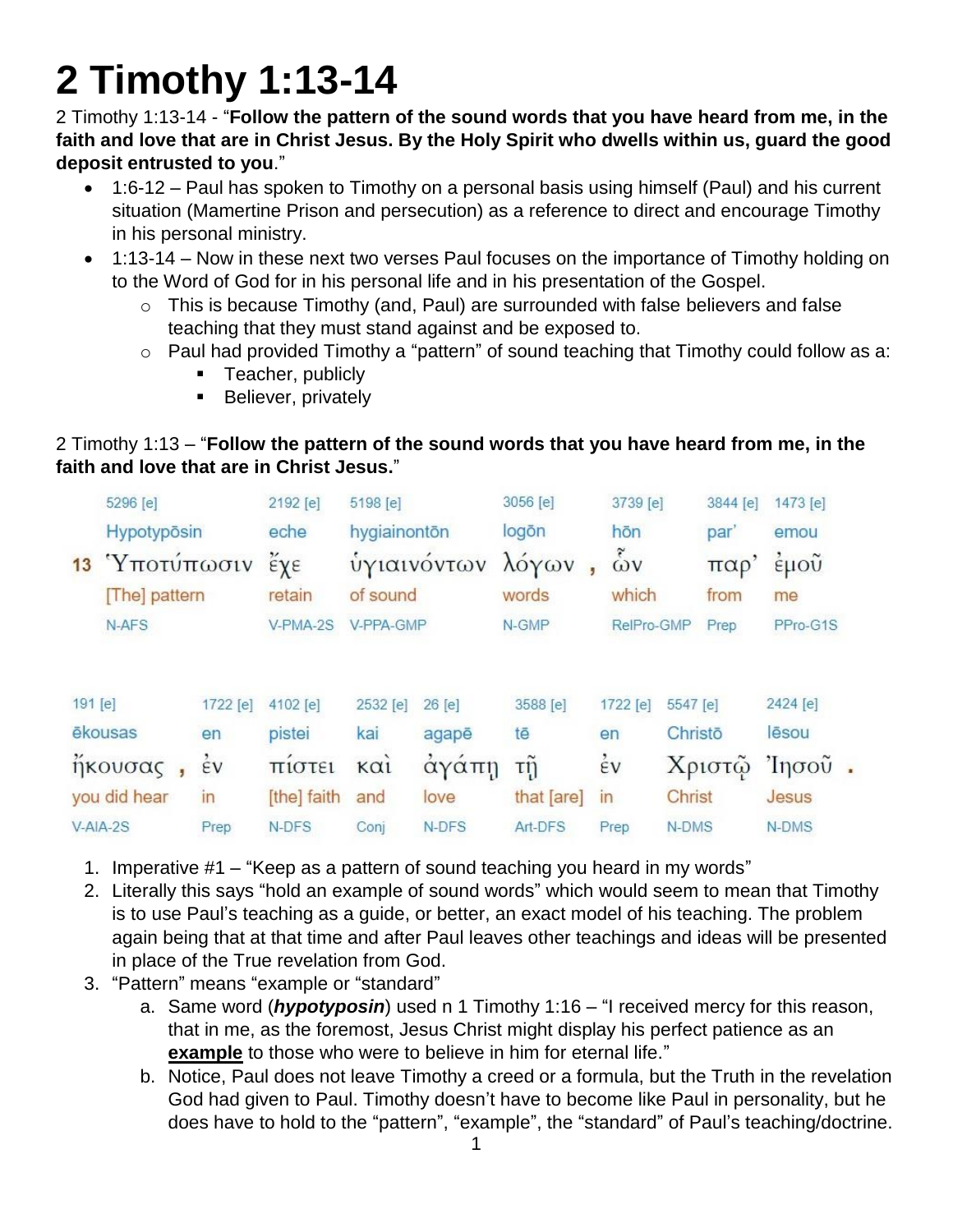# 2 Timothy 1:13-14

2 Timothy 1:13-14 - "**Follow the pattern of the sound words that you have heard from me, in the faith and love that are in Christ Jesus. By the Holy Spirit who dwells within us, guard the good deposit entrusted to you**."

- 1:6-12 – Paul has spoken to Timothy on a personal basis using himself (Paul) and his current situation (Mamertine Prison and persecution) as a reference to direct and encourage Timothy in his personal ministry.
- 1:13-14 – Now in these next two verses Paul focuses on the importance of Timothy holding on to the Word of God for in his personal life and in his presentation of the Gospel.
  - This is because Timothy (and, Paul) are surrounded with false believers and false teaching that they must stand against and be exposed to.
  - Paul had provided Timothy a "pattern" of sound teaching that Timothy could follow as a:
    - Teacher, publicly
    - Believer, privately

2 Timothy 1:13 – "**Follow the pattern of the sound words that you have heard from me, in the faith and love that are in Christ Jesus.**"

| | 5296 [e] | 2192 [e] | 5198 [e] | 3056 [e] | 3739 [e] | 3844 [e] | 1473 [e] |
|---|---|---|---|---|---|---|---|
| | Hypotypōsin | eche | hygiainontōn | logōn | hōn | par' | emou |
| 13 | Ὑποτύπωσιν | ἔχε | ὑγιαινόντων | λόγων , | ὧν | παρ' | ἐμοῦ |
| | [The] pattern | retain | of sound | words | which | from | me |
| | N-AFS | V-PMA-2S | V-PPA-GMP | N-GMP | RelPro-GMP | Prep | PPro-G1S |

| 191 [e] | 1722 [e] | 4102 [e] | 2532 [e] | 26 [e] | 3588 [e] | 1722 [e] | 5547 [e] | 2424 [e] |
|---|---|---|---|---|---|---|---|---|
| ēkousas | en | pistei | kai | agapē | tē | en | Christō | Iēsou |
| ἤκουσας , | ἐν | πίστει | καὶ | ἀγάπῃ | τῇ | ἐν | Χριστῷ | Ἰησοῦ . |
| you did hear | in | [the] faith | and | love | that [are] | in | Christ | Jesus |
| V-AIA-2S | Prep | N-DFS | Conj | N-DFS | Art-DFS | Prep | N-DMS | N-DMS |

1. Imperative #1 – "Keep as a pattern of sound teaching you heard in my words"
2. Literally this says "hold an example of sound words" which would seem to mean that Timothy is to use Paul's teaching as a guide, or better, an exact model of his teaching. The problem again being that at that time and after Paul leaves other teachings and ideas will be presented in place of the True revelation from God.
3. "Pattern" means "example or "standard"
   a. Same word (***hypotyposin***) used n 1 Timothy 1:16 – "I received mercy for this reason, that in me, as the foremost, Jesus Christ might display his perfect patience as an **example** to those who were to believe in him for eternal life."
   b. Notice, Paul does not leave Timothy a creed or a formula, but the Truth in the revelation God had given to Paul. Timothy doesn't have to become like Paul in personality, but he does have to hold to the "pattern", "example", the "standard" of Paul's teaching/doctrine.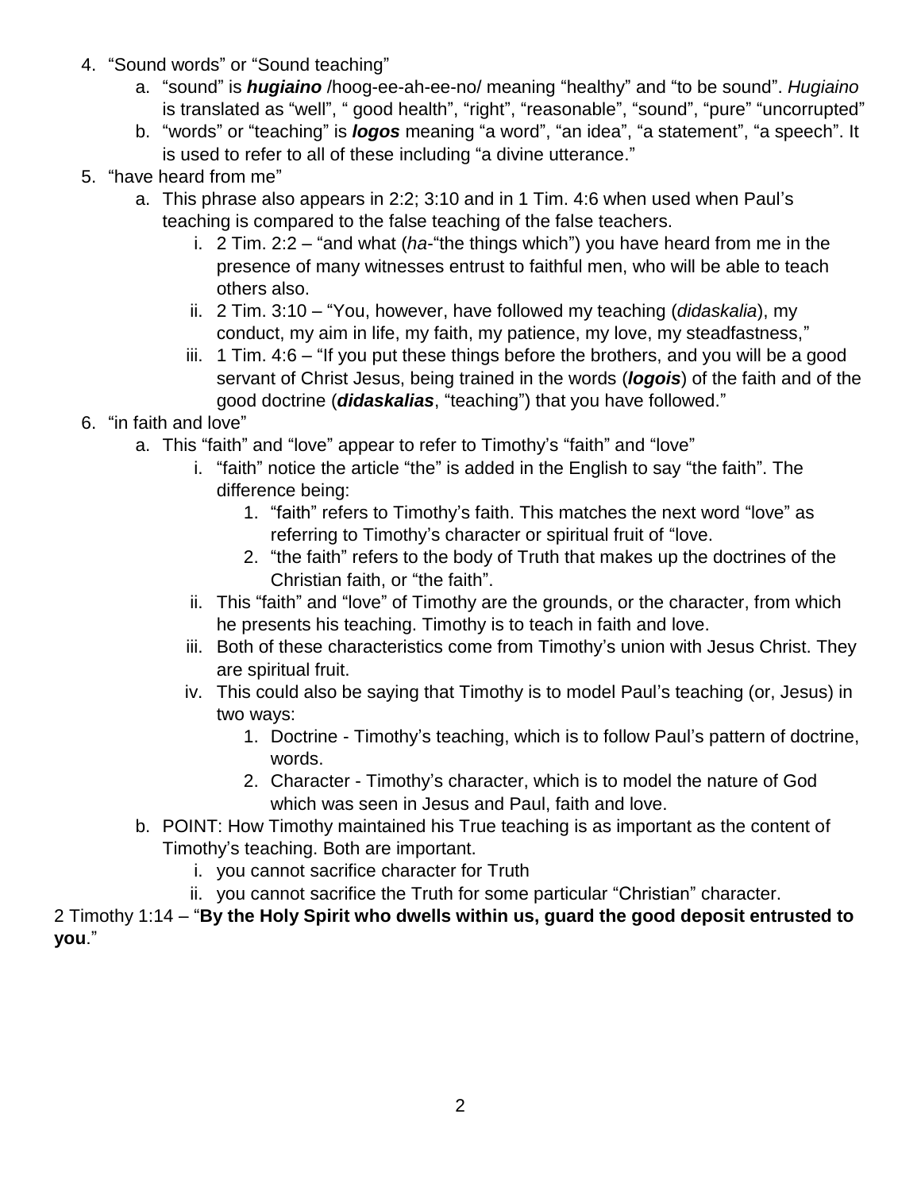4. "Sound words" or "Sound teaching"
   a. "sound" is ***hugiaino*** /hoog-ee-ah-ee-no/ meaning "healthy" and "to be sound". *Hugiaino* is translated as "well", " good health", "right", "reasonable", "sound", "pure" "uncorrupted"
   b. "words" or "teaching" is ***logos*** meaning "a word", "an idea", "a statement", "a speech". It is used to refer to all of these including "a divine utterance."
5. "have heard from me"
   a. This phrase also appears in 2:2; 3:10 and in 1 Tim. 4:6 when used when Paul's teaching is compared to the false teaching of the false teachers.
      i. 2 Tim. 2:2 – "and what (*ha*-"the things which") you have heard from me in the presence of many witnesses entrust to faithful men, who will be able to teach others also.
      ii. 2 Tim. 3:10 – "You, however, have followed my teaching (*didaskalia*), my conduct, my aim in life, my faith, my patience, my love, my steadfastness,"
      iii. 1 Tim. 4:6 – "If you put these things before the brothers, and you will be a good servant of Christ Jesus, being trained in the words (***logois***) of the faith and of the good doctrine (***didaskalias***, "teaching") that you have followed."
6. "in faith and love"
   a. This "faith" and "love" appear to refer to Timothy's "faith" and "love"
      i. "faith" notice the article "the" is added in the English to say "the faith". The difference being:
         1. "faith" refers to Timothy's faith. This matches the next word "love" as referring to Timothy's character or spiritual fruit of "love.
         2. "the faith" refers to the body of Truth that makes up the doctrines of the Christian faith, or "the faith".
      ii. This "faith" and "love" of Timothy are the grounds, or the character, from which he presents his teaching. Timothy is to teach in faith and love.
      iii. Both of these characteristics come from Timothy's union with Jesus Christ. They are spiritual fruit.
      iv. This could also be saying that Timothy is to model Paul's teaching (or, Jesus) in two ways:
         1. Doctrine - Timothy's teaching, which is to follow Paul's pattern of doctrine, words.
         2. Character - Timothy's character, which is to model the nature of God which was seen in Jesus and Paul, faith and love.
   b. POINT: How Timothy maintained his True teaching is as important as the content of Timothy's teaching. Both are important.
      i. you cannot sacrifice character for Truth
      ii. you cannot sacrifice the Truth for some particular "Christian" character.

2 Timothy 1:14 – "**By the Holy Spirit who dwells within us, guard the good deposit entrusted to you**."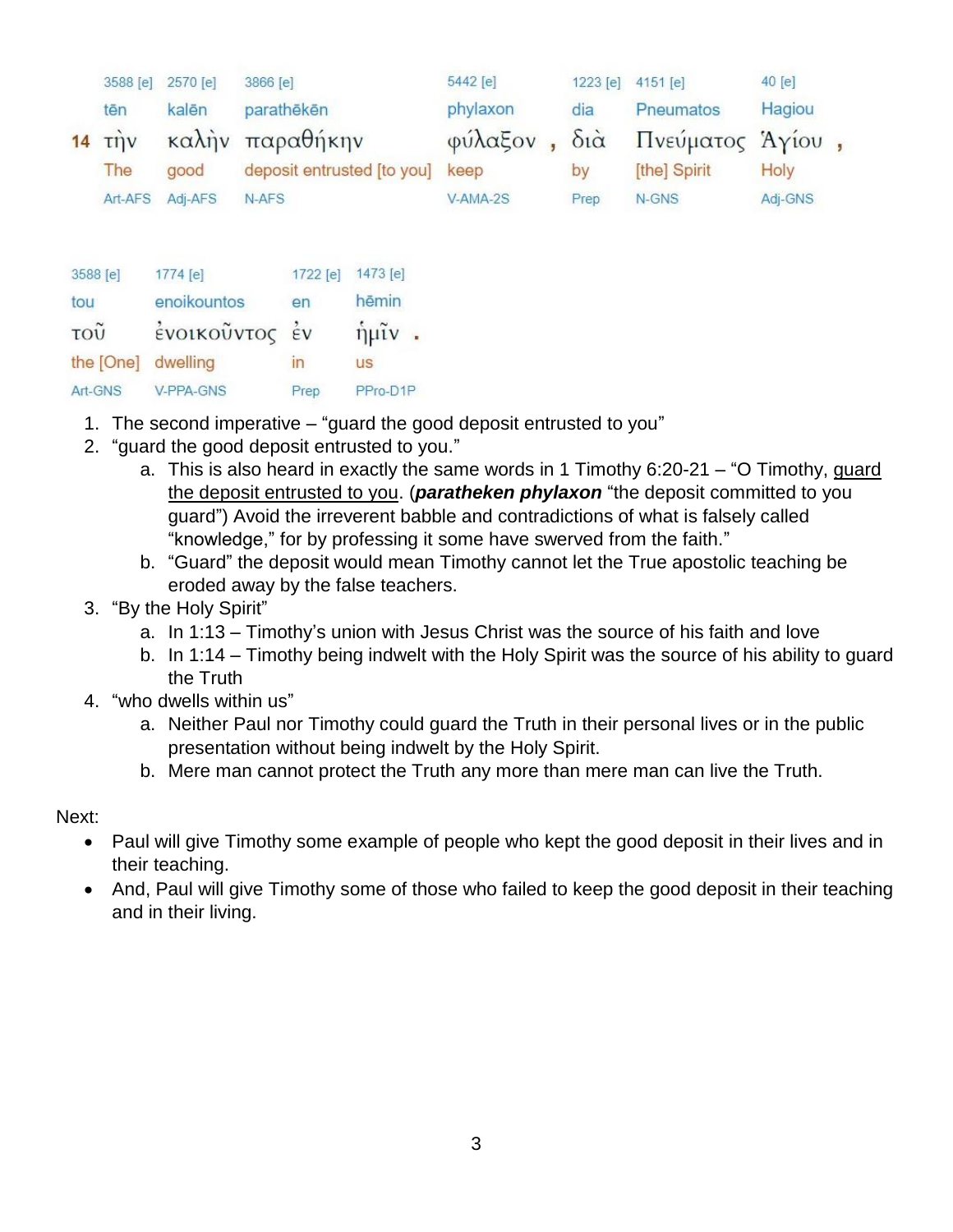| | | | | | | | |
|---|---|---|---|---|---|---|---|
| | 3588 [e] | 2570 [e] | 3866 [e] | 5442 [e] | 1223 [e] | 4151 [e] | 40 [e] |
| | tēn | kalēn | parathēkēn | phylaxon | dia | Pneumatos | Hagiou |
| 14 | τὴν | καλὴν | παραθήκην | φύλαξον , | διὰ | Πνεύματος | Ἁγίου , |
| | The | good | deposit entrusted [to you] | keep | by | [the] Spirit | Holy |
| | Art-AFS | Adj-AFS | N-AFS | V-AMA-2S | Prep | N-GNS | Adj-GNS |

| | | | |
|---|---|---|---|
| 3588 [e] | 1774 [e] | 1722 [e] | 1473 [e] |
| tou | enoikountos | en | hēmin |
| τοῦ | ἐνοικοῦντος | ἐν | ἡμῖν . |
| the [One] | dwelling | in | us |
| Art-GNS | V-PPA-GNS | Prep | PPro-D1P |

1. The second imperative – "guard the good deposit entrusted to you"
2. "guard the good deposit entrusted to you."
   a. This is also heard in exactly the same words in 1 Timothy 6:20-21 – "O Timothy, guard the deposit entrusted to you. (***paratheken phylaxon*** "the deposit committed to you guard") Avoid the irreverent babble and contradictions of what is falsely called "knowledge," for by professing it some have swerved from the faith."
   b. "Guard" the deposit would mean Timothy cannot let the True apostolic teaching be eroded away by the false teachers.
3. "By the Holy Spirit"
   a. In 1:13 – Timothy's union with Jesus Christ was the source of his faith and love
   b. In 1:14 – Timothy being indwelt with the Holy Spirit was the source of his ability to guard the Truth
4. "who dwells within us"
   a. Neither Paul nor Timothy could guard the Truth in their personal lives or in the public presentation without being indwelt by the Holy Spirit.
   b. Mere man cannot protect the Truth any more than mere man can live the Truth.

Next:

- Paul will give Timothy some example of people who kept the good deposit in their lives and in their teaching.
- And, Paul will give Timothy some of those who failed to keep the good deposit in their teaching and in their living.